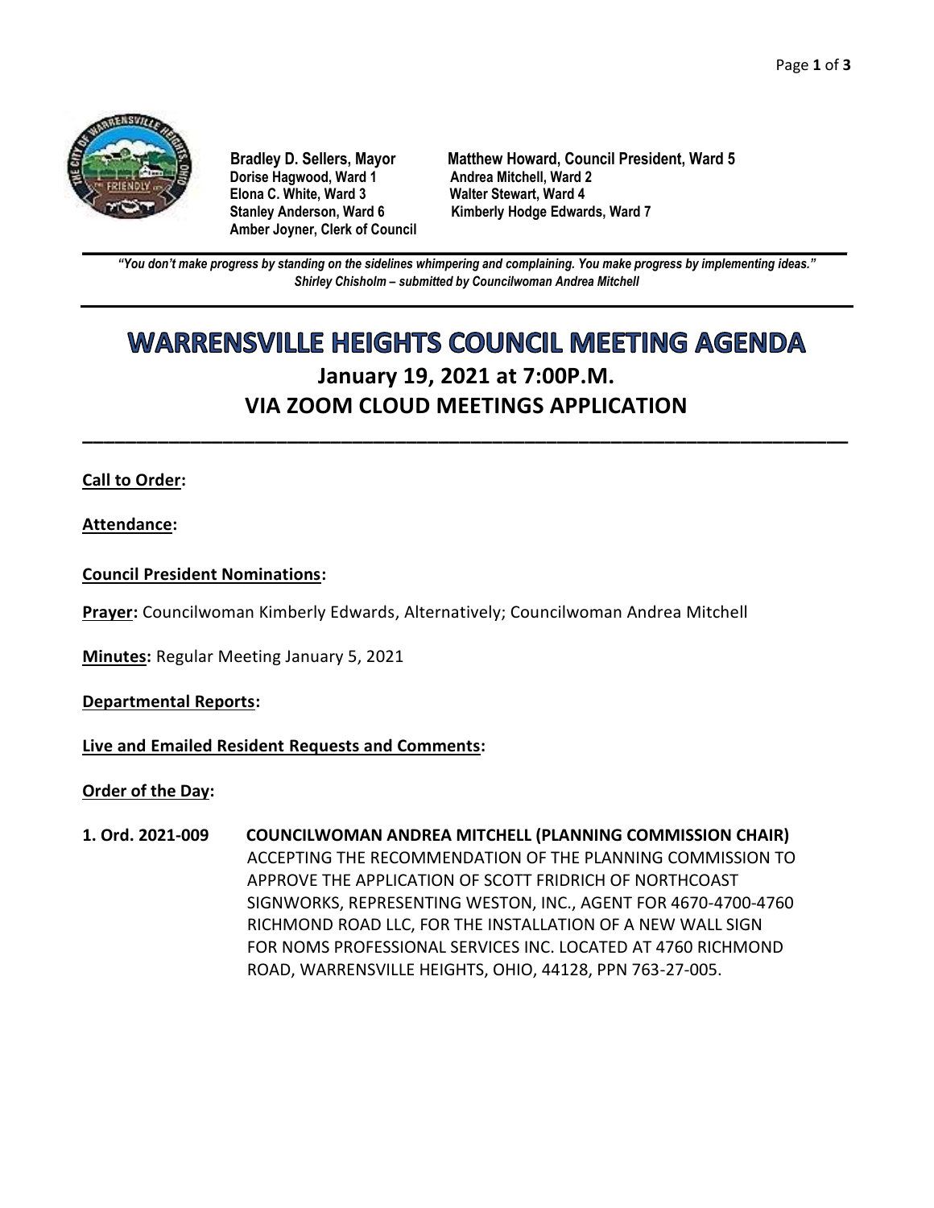**Bradley D. Sellers, Mayor**
**Dorise Hagwood, Ward 1**
**Elona C. White, Ward 3**
**Stanley Anderson, Ward 6**
**Amber Joyner, Clerk of Council**

**Matthew Howard, Council President, Ward 5**
**Andrea Mitchell, Ward 2**
**Walter Stewart, Ward 4**
**Kimberly Hodge Edwards, Ward 7**

***"You don't make progress by standing on the sidelines whimpering and complaining. You make progress by implementing ideas."***
***Shirley Chisholm – submitted by Councilwoman Andrea Mitchell***

# WARRENSVILLE HEIGHTS COUNCIL MEETING AGENDA

## January 19, 2021 at 7:00P.M.
## VIA ZOOM CLOUD MEETINGS APPLICATION

**Call to Order:**

**Attendance:**

**Council President Nominations:**

**Prayer:** Councilwoman Kimberly Edwards, Alternatively; Councilwoman Andrea Mitchell

**Minutes:** Regular Meeting January 5, 2021

**Departmental Reports:**

**Live and Emailed Resident Requests and Comments:**

**Order of the Day:**

**1. Ord. 2021-009** **COUNCILWOMAN ANDREA MITCHELL (PLANNING COMMISSION CHAIR)**
ACCEPTING THE RECOMMENDATION OF THE PLANNING COMMISSION TO APPROVE THE APPLICATION OF SCOTT FRIDRICH OF NORTHCOAST SIGNWORKS, REPRESENTING WESTON, INC., AGENT FOR 4670-4700-4760 RICHMOND ROAD LLC, FOR THE INSTALLATION OF A NEW WALL SIGN FOR NOMS PROFESSIONAL SERVICES INC. LOCATED AT 4760 RICHMOND ROAD, WARRENSVILLE HEIGHTS, OHIO, 44128, PPN 763-27-005.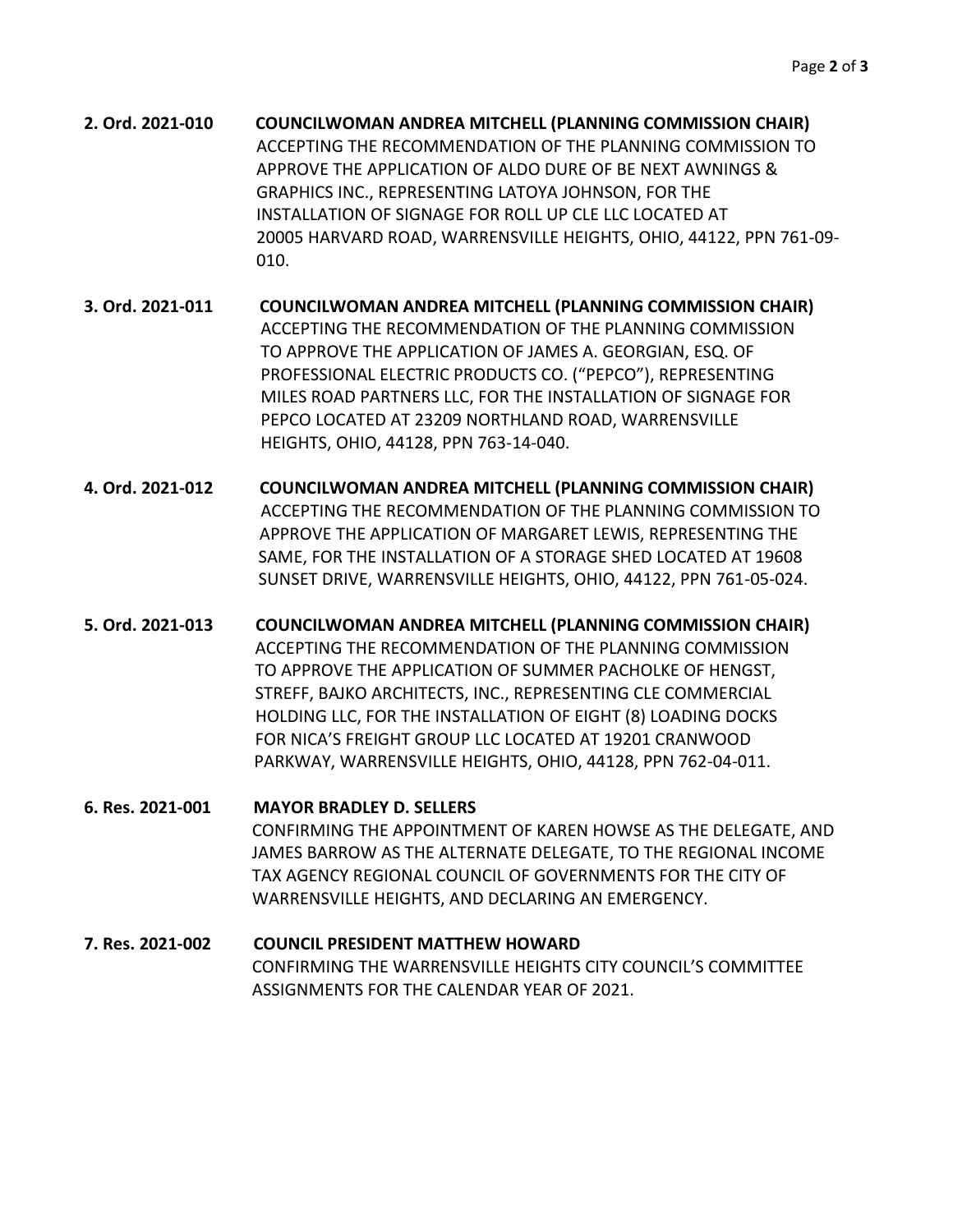**2. Ord. 2021-010** **COUNCILWOMAN ANDREA MITCHELL (PLANNING COMMISSION CHAIR)**
ACCEPTING THE RECOMMENDATION OF THE PLANNING COMMISSION TO APPROVE THE APPLICATION OF ALDO DURE OF BE NEXT AWNINGS & GRAPHICS INC., REPRESENTING LATOYA JOHNSON, FOR THE INSTALLATION OF SIGNAGE FOR ROLL UP CLE LLC LOCATED AT 20005 HARVARD ROAD, WARRENSVILLE HEIGHTS, OHIO, 44122, PPN 761-09-010.

**3. Ord. 2021-011** **COUNCILWOMAN ANDREA MITCHELL (PLANNING COMMISSION CHAIR)**
ACCEPTING THE RECOMMENDATION OF THE PLANNING COMMISSION TO APPROVE THE APPLICATION OF JAMES A. GEORGIAN, ESQ. OF PROFESSIONAL ELECTRIC PRODUCTS CO. ("PEPCO"), REPRESENTING MILES ROAD PARTNERS LLC, FOR THE INSTALLATION OF SIGNAGE FOR PEPCO LOCATED AT 23209 NORTHLAND ROAD, WARRENSVILLE HEIGHTS, OHIO, 44128, PPN 763-14-040.

**4. Ord. 2021-012** **COUNCILWOMAN ANDREA MITCHELL (PLANNING COMMISSION CHAIR)**
ACCEPTING THE RECOMMENDATION OF THE PLANNING COMMISSION TO APPROVE THE APPLICATION OF MARGARET LEWIS, REPRESENTING THE SAME, FOR THE INSTALLATION OF A STORAGE SHED LOCATED AT 19608 SUNSET DRIVE, WARRENSVILLE HEIGHTS, OHIO, 44122, PPN 761-05-024.

**5. Ord. 2021-013** **COUNCILWOMAN ANDREA MITCHELL (PLANNING COMMISSION CHAIR)**
ACCEPTING THE RECOMMENDATION OF THE PLANNING COMMISSION TO APPROVE THE APPLICATION OF SUMMER PACHOLKE OF HENGST, STREFF, BAJKO ARCHITECTS, INC., REPRESENTING CLE COMMERCIAL HOLDING LLC, FOR THE INSTALLATION OF EIGHT (8) LOADING DOCKS FOR NICA'S FREIGHT GROUP LLC LOCATED AT 19201 CRANWOOD PARKWAY, WARRENSVILLE HEIGHTS, OHIO, 44128, PPN 762-04-011.

**6. Res. 2021-001** **MAYOR BRADLEY D. SELLERS**
CONFIRMING THE APPOINTMENT OF KAREN HOWSE AS THE DELEGATE, AND JAMES BARROW AS THE ALTERNATE DELEGATE, TO THE REGIONAL INCOME TAX AGENCY REGIONAL COUNCIL OF GOVERNMENTS FOR THE CITY OF WARRENSVILLE HEIGHTS, AND DECLARING AN EMERGENCY.

**7. Res. 2021-002** **COUNCIL PRESIDENT MATTHEW HOWARD**
CONFIRMING THE WARRENSVILLE HEIGHTS CITY COUNCIL'S COMMITTEE ASSIGNMENTS FOR THE CALENDAR YEAR OF 2021.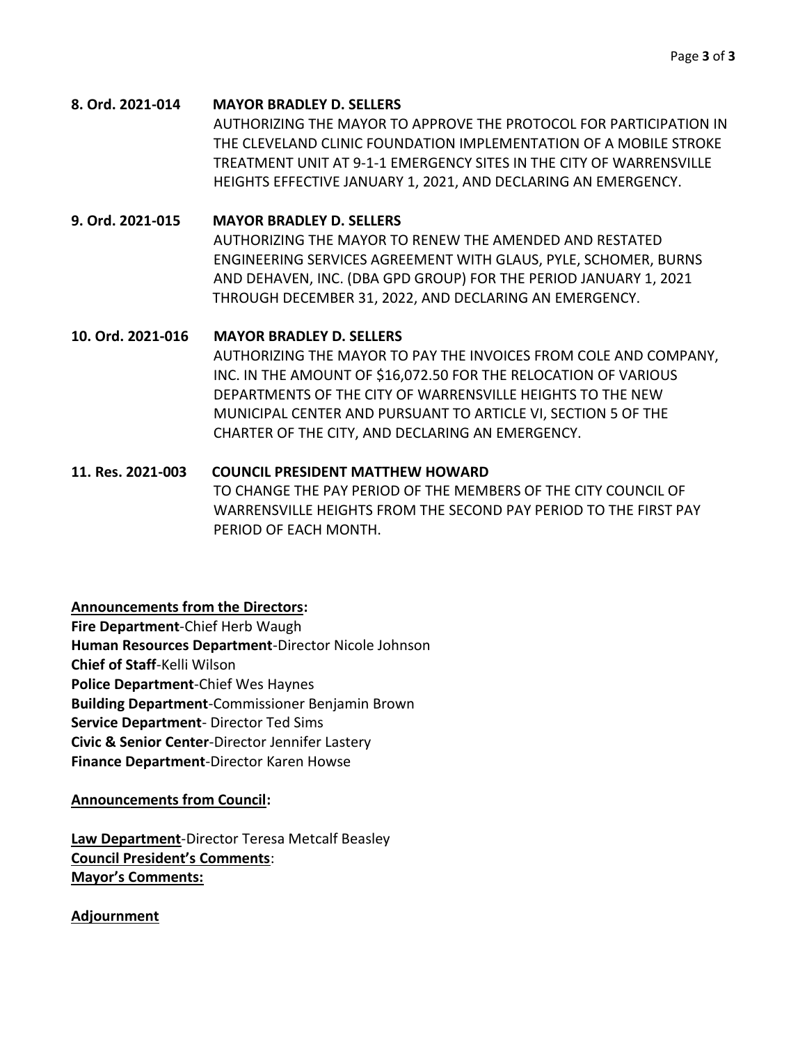**8. Ord. 2021-014 MAYOR BRADLEY D. SELLERS**

AUTHORIZING THE MAYOR TO APPROVE THE PROTOCOL FOR PARTICIPATION IN THE CLEVELAND CLINIC FOUNDATION IMPLEMENTATION OF A MOBILE STROKE TREATMENT UNIT AT 9-1-1 EMERGENCY SITES IN THE CITY OF WARRENSVILLE HEIGHTS EFFECTIVE JANUARY 1, 2021, AND DECLARING AN EMERGENCY.

**9. Ord. 2021-015 MAYOR BRADLEY D. SELLERS**

AUTHORIZING THE MAYOR TO RENEW THE AMENDED AND RESTATED ENGINEERING SERVICES AGREEMENT WITH GLAUS, PYLE, SCHOMER, BURNS AND DEHAVEN, INC. (DBA GPD GROUP) FOR THE PERIOD JANUARY 1, 2021 THROUGH DECEMBER 31, 2022, AND DECLARING AN EMERGENCY.

**10. Ord. 2021-016 MAYOR BRADLEY D. SELLERS**

AUTHORIZING THE MAYOR TO PAY THE INVOICES FROM COLE AND COMPANY, INC. IN THE AMOUNT OF $16,072.50 FOR THE RELOCATION OF VARIOUS DEPARTMENTS OF THE CITY OF WARRENSVILLE HEIGHTS TO THE NEW MUNICIPAL CENTER AND PURSUANT TO ARTICLE VI, SECTION 5 OF THE CHARTER OF THE CITY, AND DECLARING AN EMERGENCY.

**11. Res. 2021-003 COUNCIL PRESIDENT MATTHEW HOWARD**

TO CHANGE THE PAY PERIOD OF THE MEMBERS OF THE CITY COUNCIL OF WARRENSVILLE HEIGHTS FROM THE SECOND PAY PERIOD TO THE FIRST PAY PERIOD OF EACH MONTH.

**Announcements from the Directors:**

**Fire Department**-Chief Herb Waugh
**Human Resources Department**-Director Nicole Johnson
**Chief of Staff**-Kelli Wilson
**Police Department**-Chief Wes Haynes
**Building Department**-Commissioner Benjamin Brown
**Service Department**- Director Ted Sims
**Civic & Senior Center**-Director Jennifer Lastery
**Finance Department**-Director Karen Howse

**Announcements from Council:**

**Law Department**-Director Teresa Metcalf Beasley
**Council President's Comments**:
**Mayor's Comments:**

**Adjournment**